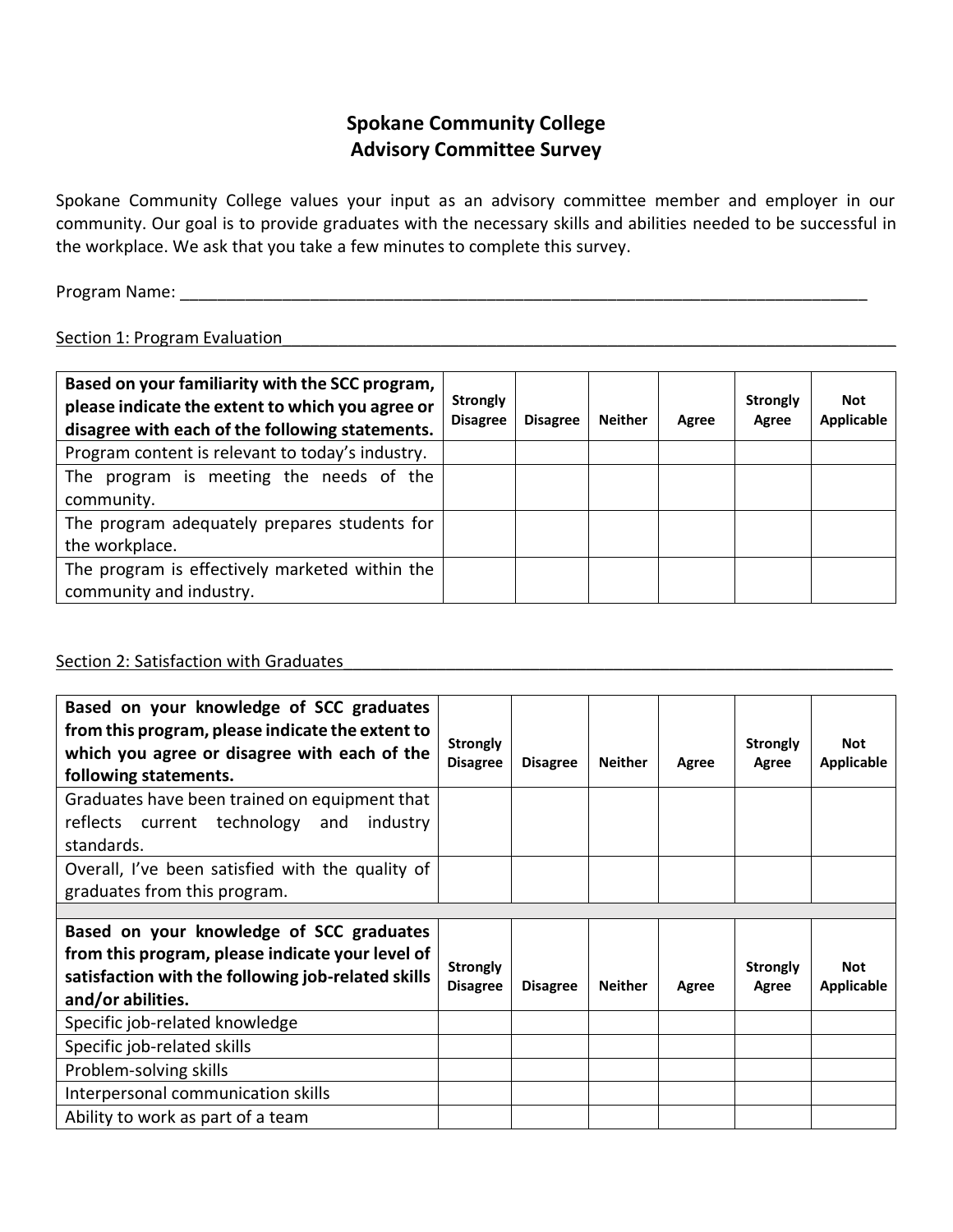# Spokane Community College
# Advisory Committee Survey

Spokane Community College values your input as an advisory committee member and employer in our community. Our goal is to provide graduates with the necessary skills and abilities needed to be successful in the workplace. We ask that you take a few minutes to complete this survey.

Program Name: ___________________________________________________________________________

Section 1: Program Evaluation

| **Based on your familiarity with the SCC program, please indicate the extent to which you agree or disagree with each of the following statements.** | **Strongly Disagree** | **Disagree** | **Neither** | **Agree** | **Strongly Agree** | **Not Applicable** |
|---|---|---|---|---|---|---|
| Program content is relevant to today's industry. | | | | | | |
| The program is meeting the needs of the community. | | | | | | |
| The program adequately prepares students for the workplace. | | | | | | |
| The program is effectively marketed within the community and industry. | | | | | | |

Section 2: Satisfaction with Graduates

| **Based on your knowledge of SCC graduates from this program, please indicate the extent to which you agree or disagree with each of the following statements.** | **Strongly Disagree** | **Disagree** | **Neither** | **Agree** | **Strongly Agree** | **Not Applicable** |
|---|---|---|---|---|---|---|
| Graduates have been trained on equipment that reflects current technology and industry standards. | | | | | | |
| Overall, I've been satisfied with the quality of graduates from this program. | | | | | | |
| | | | | | | |
| **Based on your knowledge of SCC graduates from this program, please indicate your level of satisfaction with the following job-related skills and/or abilities.** | **Strongly Disagree** | **Disagree** | **Neither** | **Agree** | **Strongly Agree** | **Not Applicable** |
| Specific job-related knowledge | | | | | | |
| Specific job-related skills | | | | | | |
| Problem-solving skills | | | | | | |
| Interpersonal communication skills | | | | | | |
| Ability to work as part of a team | | | | | | |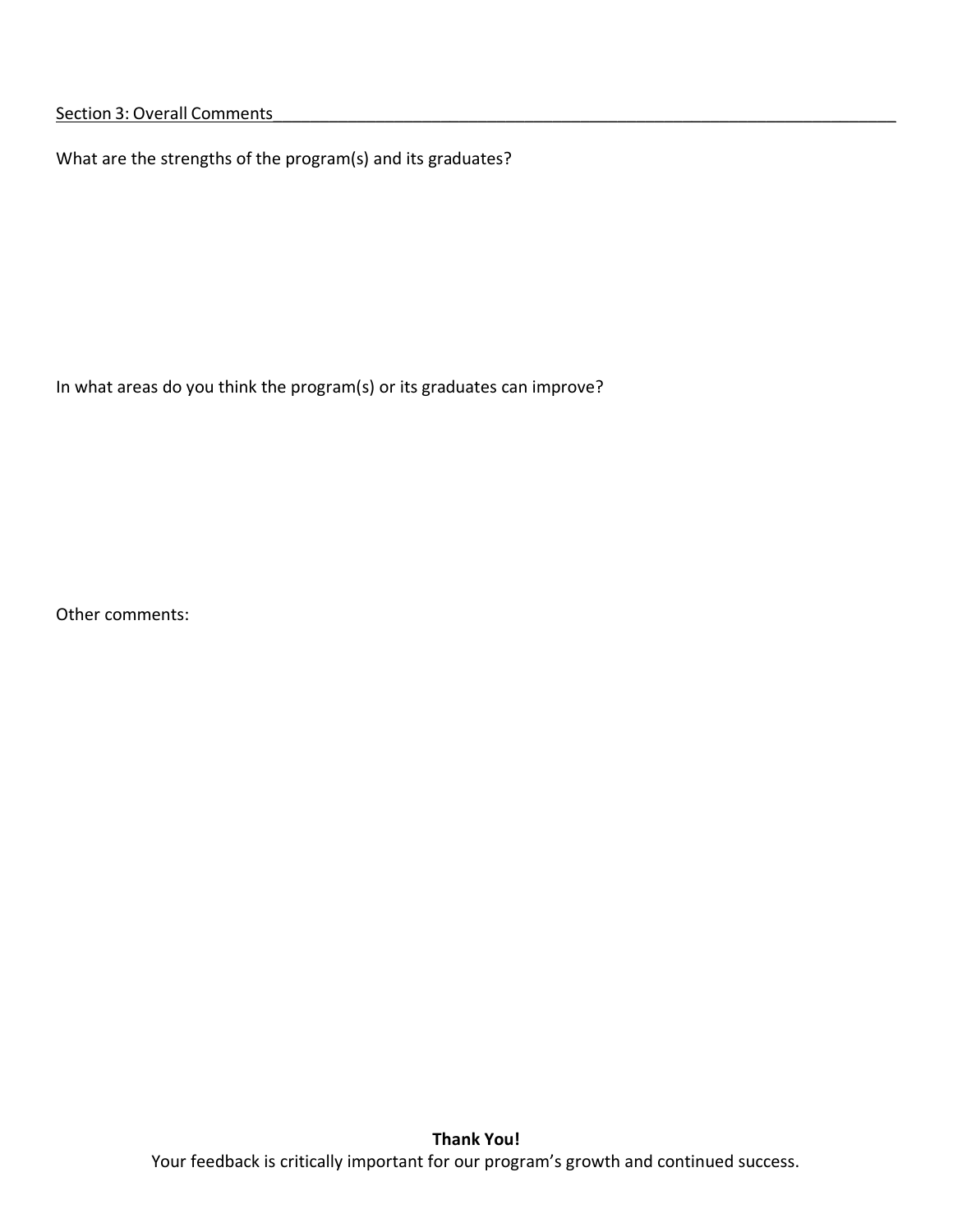## Section 3: Overall Comments

What are the strengths of the program(s) and its graduates?

In what areas do you think the program(s) or its graduates can improve?

Other comments:

**Thank You!**

Your feedback is critically important for our program's growth and continued success.